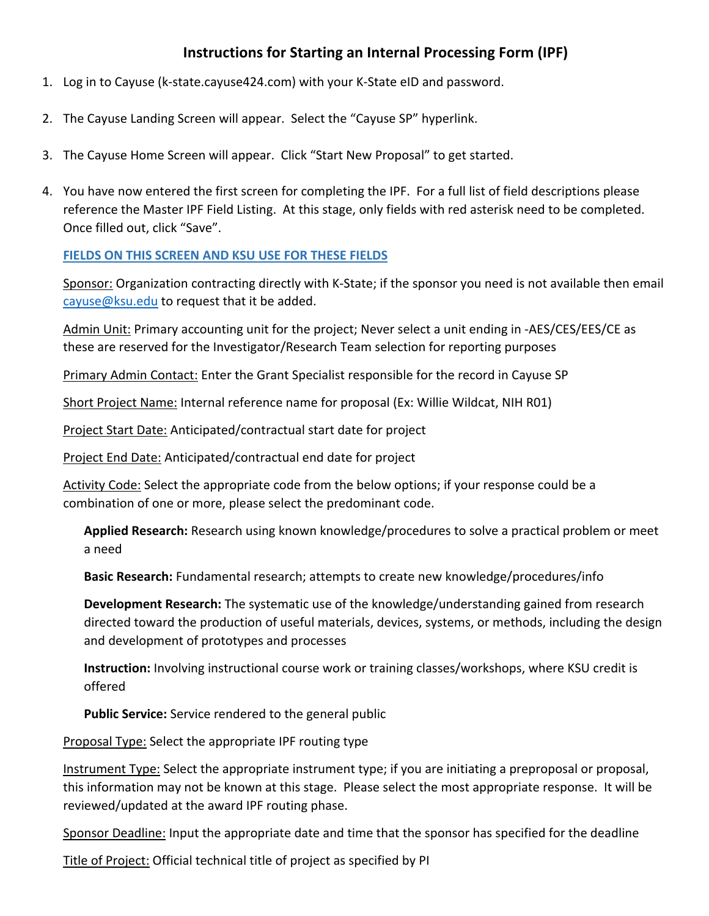# Instructions for Starting an Internal Processing Form (IPF)

1. Log in to Cayuse (k-state.cayuse424.com) with your K-State eID and password.

2. The Cayuse Landing Screen will appear. Select the "Cayuse SP" hyperlink.

3. The Cayuse Home Screen will appear. Click "Start New Proposal" to get started.

4. You have now entered the first screen for completing the IPF. For a full list of field descriptions please reference the Master IPF Field Listing. At this stage, only fields with red asterisk need to be completed. Once filled out, click "Save".

   **FIELDS ON THIS SCREEN AND KSU USE FOR THESE FIELDS**

   Sponsor: Organization contracting directly with K-State; if the sponsor you need is not available then email cayuse@ksu.edu to request that it be added.

   Admin Unit: Primary accounting unit for the project; Never select a unit ending in -AES/CES/EES/CE as these are reserved for the Investigator/Research Team selection for reporting purposes

   Primary Admin Contact: Enter the Grant Specialist responsible for the record in Cayuse SP

   Short Project Name: Internal reference name for proposal (Ex: Willie Wildcat, NIH R01)

   Project Start Date: Anticipated/contractual start date for project

   Project End Date: Anticipated/contractual end date for project

   Activity Code: Select the appropriate code from the below options; if your response could be a combination of one or more, please select the predominant code.

   - **Applied Research:** Research using known knowledge/procedures to solve a practical problem or meet a need
   - **Basic Research:** Fundamental research; attempts to create new knowledge/procedures/info
   - **Development Research:** The systematic use of the knowledge/understanding gained from research directed toward the production of useful materials, devices, systems, or methods, including the design and development of prototypes and processes
   - **Instruction:** Involving instructional course work or training classes/workshops, where KSU credit is offered
   - **Public Service:** Service rendered to the general public

   Proposal Type: Select the appropriate IPF routing type

   Instrument Type: Select the appropriate instrument type; if you are initiating a preproposal or proposal, this information may not be known at this stage. Please select the most appropriate response. It will be reviewed/updated at the award IPF routing phase.

   Sponsor Deadline: Input the appropriate date and time that the sponsor has specified for the deadline

   Title of Project: Official technical title of project as specified by PI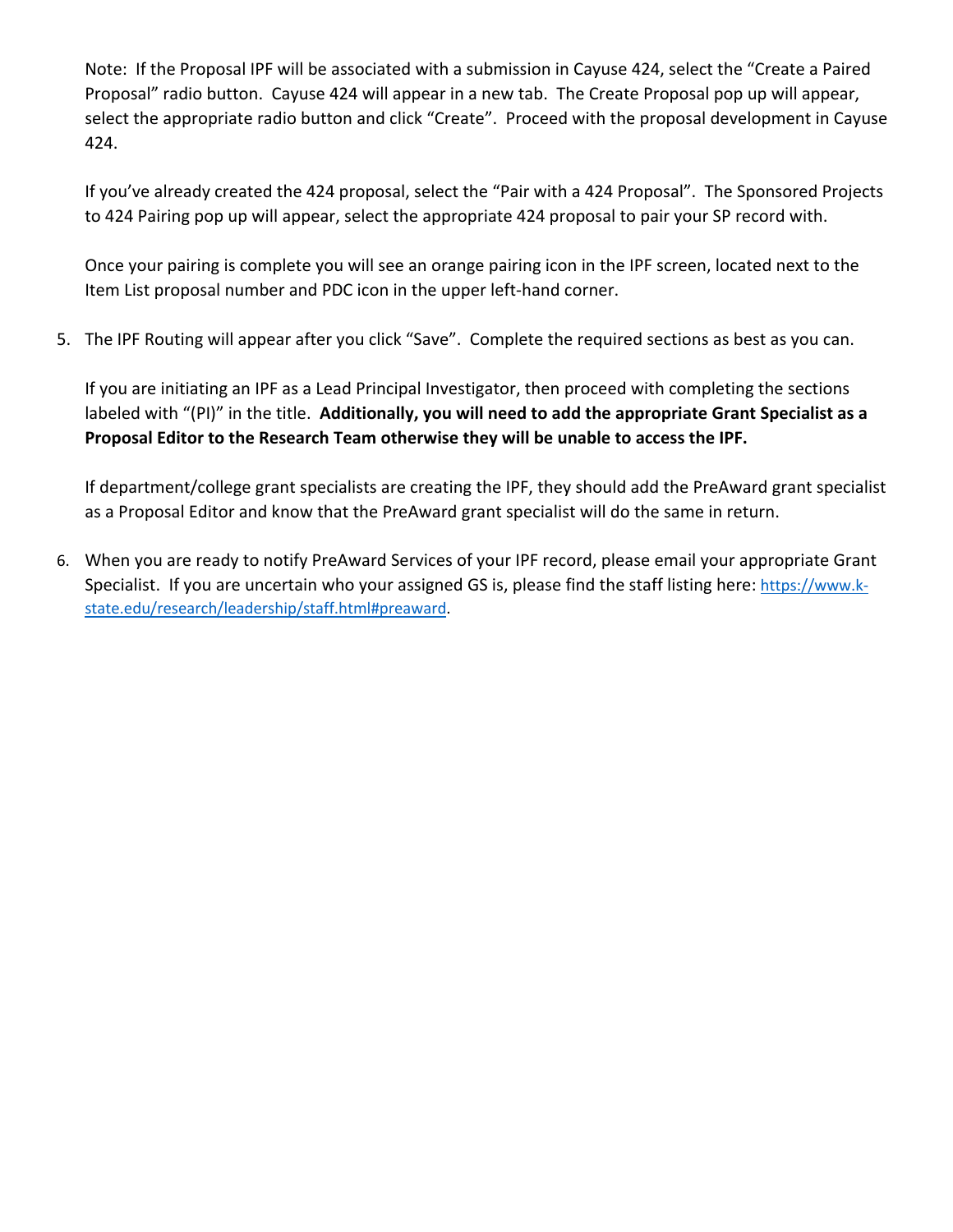Note: If the Proposal IPF will be associated with a submission in Cayuse 424, select the "Create a Paired Proposal" radio button. Cayuse 424 will appear in a new tab. The Create Proposal pop up will appear, select the appropriate radio button and click "Create". Proceed with the proposal development in Cayuse 424.

If you've already created the 424 proposal, select the "Pair with a 424 Proposal". The Sponsored Projects to 424 Pairing pop up will appear, select the appropriate 424 proposal to pair your SP record with.

Once your pairing is complete you will see an orange pairing icon in the IPF screen, located next to the Item List proposal number and PDC icon in the upper left-hand corner.

5. The IPF Routing will appear after you click "Save". Complete the required sections as best as you can.

   If you are initiating an IPF as a Lead Principal Investigator, then proceed with completing the sections labeled with "(PI)" in the title. **Additionally, you will need to add the appropriate Grant Specialist as a Proposal Editor to the Research Team otherwise they will be unable to access the IPF.**

   If department/college grant specialists are creating the IPF, they should add the PreAward grant specialist as a Proposal Editor and know that the PreAward grant specialist will do the same in return.

6. When you are ready to notify PreAward Services of your IPF record, please email your appropriate Grant Specialist. If you are uncertain who your assigned GS is, please find the staff listing here: [https://www.k-state.edu/research/leadership/staff.html#preaward](https://www.k-state.edu/research/leadership/staff.html#preaward).